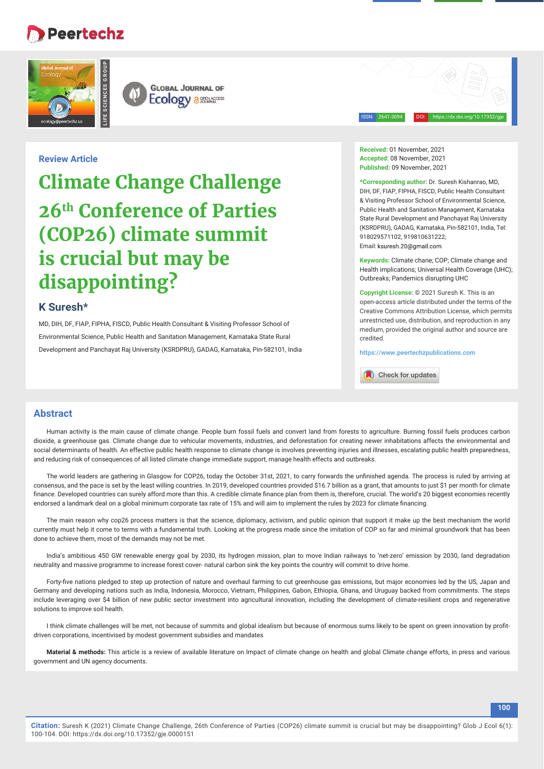Review Article

# Climate Change Challenge 26th Conference of Parties (COP26) climate summit is crucial but may be disappointing?

**K Suresh***

MD, DIH, DF, FIAP, FIPHA, FISCD, Public Health Consultant & Visiting Professor School of Environmental Science, Public Health and Sanitation Management, Karnataka State Rural Development and Panchayat Raj University (KSRDPRU), GADAG, Karnataka, Pin-582101, India

**Received:** 01 November, 2021
**Accepted:** 08 November, 2021
**Published:** 09 November, 2021

***Corresponding author:** Dr. Suresh Kishanrao, MD, DIH, DF, FIAP, FIPHA, FISCD, Public Health Consultant & Visiting Professor School of Environmental Science, Public Health and Sanitation Management, Karnataka State Rural Development and Panchayat Raj University (KSRDPRU), GADAG, Karnataka, Pin-582101, India, Tel: 918029571102, 919810631222; Email: ksuresh.20@gmail.com

**Keywords:** Climate chane; COP; Climate change and Health implications; Universal Health Coverage (UHC); Outbreaks; Pandemics disrupting UHC

**Copyright License:** © 2021 Suresh K. This is an open-access article distributed under the terms of the Creative Commons Attribution License, which permits unrestricted use, distribution, and reproduction in any medium, provided the original author and source are credited.

https://www.peertechzpublications.com

## Abstract

Human activity is the main cause of climate change. People burn fossil fuels and convert land from forests to agriculture. Burning fossil fuels produces carbon dioxide, a greenhouse gas. Climate change due to vehicular movements, industries, and deforestation for creating newer inhabitations affects the environmental and social determinants of health. An effective public health response to climate change is involves preventing injuries and illnesses, escalating public health preparedness, and reducing risk of consequences of all listed climate change immediate support, manage health effects and outbreaks.

The world leaders are gathering in Glasgow for COP26, today the October 31st, 2021, to carry forwards the unfinished agenda. The process is ruled by arriving at consensus, and the pace is set by the least willing countries. In 2019, developed countries provided $16.7 billion as a grant, that amounts to just $1 per month for climate finance. Developed countries can surely afford more than this. A credible climate finance plan from them is, therefore, crucial. The world's 20 biggest economies recently endorsed a landmark deal on a global minimum corporate tax rate of 15% and will aim to implement the rules by 2023 for climate financing.

The main reason why cop26 process matters is that the science, diplomacy, activism, and public opinion that support it make up the best mechanism the world currently must help it come to terms with a fundamental truth. Looking at the progress made since the imitation of COP so far and minimal groundwork that has been done to achieve them, most of the demands may not be met.

India's ambitious 450 GW renewable energy goal by 2030, its hydrogen mission, plan to move Indian railways to 'net-zero' emission by 2030, land degradation neutrality and massive programme to increase forest cover- natural carbon sink the key points the country will commit to drive home.

Forty-five nations pledged to step up protection of nature and overhaul farming to cut greenhouse gas emissions, but major economies led by the US, Japan and Germany and developing nations such as India, Indonesia, Morocco, Vietnam, Philippines, Gabon, Ethiopia, Ghana, and Uruguay backed from commitments. The steps include leveraging over $4 billion of new public sector investment into agricultural innovation, including the development of climate-resilient crops and regenerative solutions to improve soil health.

I think climate challenges will be met, not because of summits and global idealism but because of enormous sums likely to be spent on green innovation by profit-driven corporations, incentivised by modest government subsidies and mandates

**Material & methods:** This article is a review of available literature on Impact of climate change on health and global Climate change efforts, in press and various government and UN agency documents.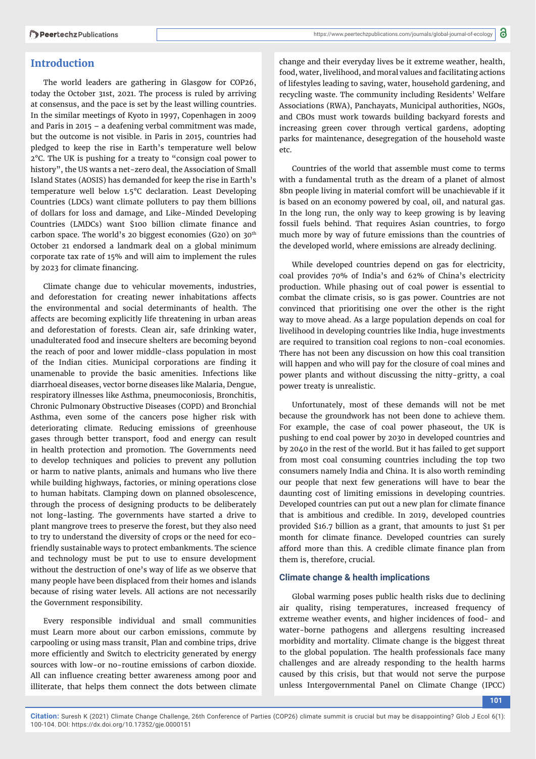## Introduction

The world leaders are gathering in Glasgow for COP26, today the October 31st, 2021. The process is ruled by arriving at consensus, and the pace is set by the least willing countries. In the similar meetings of Kyoto in 1997, Copenhagen in 2009 and Paris in 2015 – a deafening verbal commitment was made, but the outcome is not visible. in Paris in 2015, countries had pledged to keep the rise in Earth's temperature well below 2°C. The UK is pushing for a treaty to "consign coal power to history", the US wants a net-zero deal, the Association of Small Island States (AOSIS) has demanded for keep the rise in Earth's temperature well below 1.5°C declaration. Least Developing Countries (LDCs) want climate polluters to pay them billions of dollars for loss and damage, and Like-Minded Developing Countries (LMDCs) want $100 billion climate finance and carbon space. The world's 20 biggest economies (G20) on 30th October 21 endorsed a landmark deal on a global minimum corporate tax rate of 15% and will aim to implement the rules by 2023 for climate financing.

Climate change due to vehicular movements, industries, and deforestation for creating newer inhabitations affects the environmental and social determinants of health. The affects are becoming explicitly life threatening in urban areas and deforestation of forests. Clean air, safe drinking water, unadulterated food and insecure shelters are becoming beyond the reach of poor and lower middle-class population in most of the Indian cities. Municipal corporations are finding it unamenable to provide the basic amenities. Infections like diarrhoeal diseases, vector borne diseases like Malaria, Dengue, respiratory illnesses like Asthma, pneumoconiosis, Bronchitis, Chronic Pulmonary Obstructive Diseases (COPD) and Bronchial Asthma, even some of the cancers pose higher risk with deteriorating climate. Reducing emissions of greenhouse gases through better transport, food and energy can result in health protection and promotion. The Governments need to develop techniques and policies to prevent any pollution or harm to native plants, animals and humans who live there while building highways, factories, or mining operations close to human habitats. Clamping down on planned obsolescence, through the process of designing products to be deliberately not long-lasting. The governments have started a drive to plant mangrove trees to preserve the forest, but they also need to try to understand the diversity of crops or the need for eco-friendly sustainable ways to protect embankments. The science and technology must be put to use to ensure development without the destruction of one's way of life as we observe that many people have been displaced from their homes and islands because of rising water levels. All actions are not necessarily the Government responsibility.

Every responsible individual and small communities must Learn more about our carbon emissions, commute by carpooling or using mass transit, Plan and combine trips, drive more efficiently and Switch to electricity generated by energy sources with low-or no-routine emissions of carbon dioxide. All can influence creating better awareness among poor and illiterate, that helps them connect the dots between climate change and their everyday lives be it extreme weather, health, food, water, livelihood, and moral values and facilitating actions of lifestyles leading to saving, water, household gardening, and recycling waste. The community including Residents' Welfare Associations (RWA), Panchayats, Municipal authorities, NGOs, and CBOs must work towards building backyard forests and increasing green cover through vertical gardens, adopting parks for maintenance, desegregation of the household waste etc.

Countries of the world that assemble must come to terms with a fundamental truth as the dream of a planet of almost 8bn people living in material comfort will be unachievable if it is based on an economy powered by coal, oil, and natural gas. In the long run, the only way to keep growing is by leaving fossil fuels behind. That requires Asian countries, to forgo much more by way of future emissions than the countries of the developed world, where emissions are already declining.

While developed countries depend on gas for electricity, coal provides 70% of India's and 62% of China's electricity production. While phasing out of coal power is essential to combat the climate crisis, so is gas power. Countries are not convinced that prioritising one over the other is the right way to move ahead. As a large population depends on coal for livelihood in developing countries like India, huge investments are required to transition coal regions to non-coal economies. There has not been any discussion on how this coal transition will happen and who will pay for the closure of coal mines and power plants and without discussing the nitty-gritty, a coal power treaty is unrealistic.

Unfortunately, most of these demands will not be met because the groundwork has not been done to achieve them. For example, the case of coal power phaseout, the UK is pushing to end coal power by 2030 in developed countries and by 2040 in the rest of the world. But it has failed to get support from most coal consuming countries including the top two consumers namely India and China. It is also worth reminding our people that next few generations will have to bear the daunting cost of limiting emissions in developing countries. Developed countries can put out a new plan for climate finance that is ambitious and credible. In 2019, developed countries provided $16.7 billion as a grant, that amounts to just $1 per month for climate finance. Developed countries can surely afford more than this. A credible climate finance plan from them is, therefore, crucial.

### Climate change & health implications

Global warming poses public health risks due to declining air quality, rising temperatures, increased frequency of extreme weather events, and higher incidences of food- and water-borne pathogens and allergens resulting increased morbidity and mortality. Climate change is the biggest threat to the global population. The health professionals face many challenges and are already responding to the health harms caused by this crisis, but that would not serve the purpose unless Intergovernmental Panel on Climate Change (IPCC)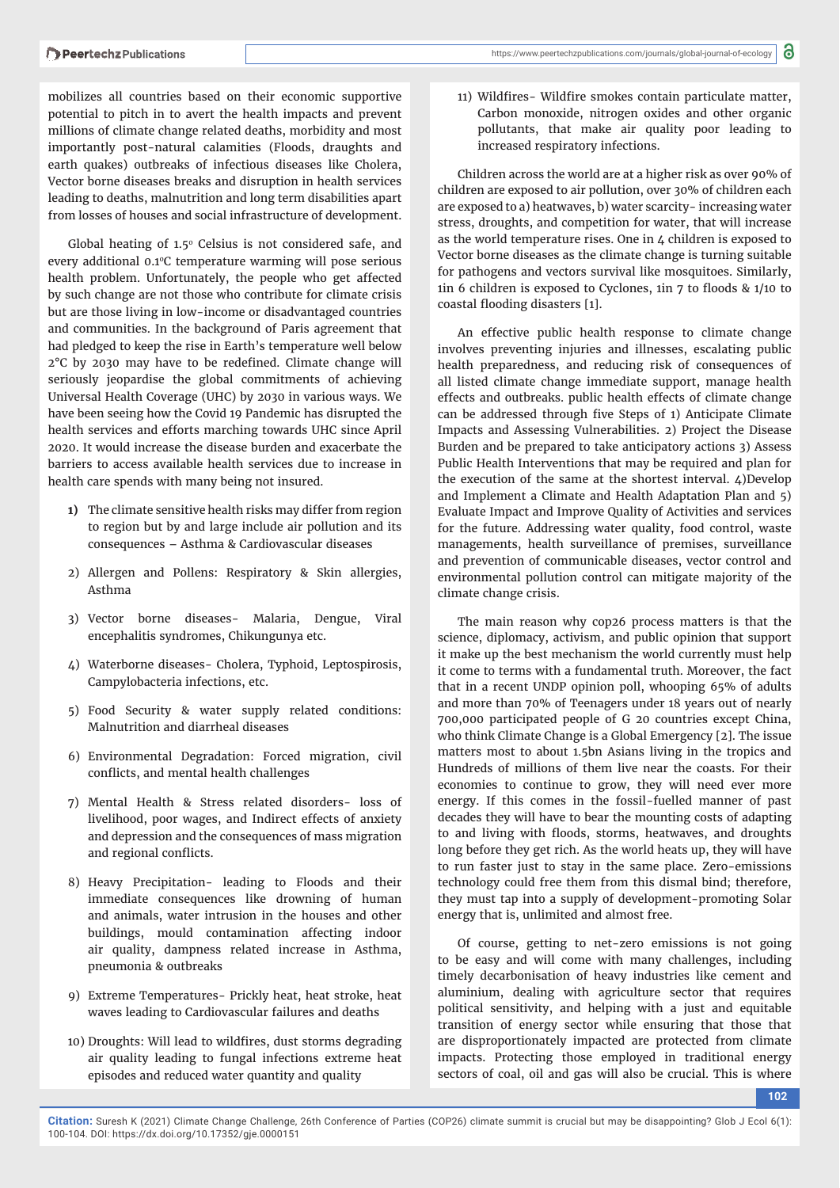mobilizes all countries based on their economic supportive potential to pitch in to avert the health impacts and prevent millions of climate change related deaths, morbidity and most importantly post-natural calamities (Floods, draughts and earth quakes) outbreaks of infectious diseases like Cholera, Vector borne diseases breaks and disruption in health services leading to deaths, malnutrition and long term disabilities apart from losses of houses and social infrastructure of development.

Global heating of 1.5° Celsius is not considered safe, and every additional 0.1°C temperature warming will pose serious health problem. Unfortunately, the people who get affected by such change are not those who contribute for climate crisis but are those living in low-income or disadvantaged countries and communities. In the background of Paris agreement that had pledged to keep the rise in Earth's temperature well below 2°C by 2030 may have to be redefined. Climate change will seriously jeopardise the global commitments of achieving Universal Health Coverage (UHC) by 2030 in various ways. We have been seeing how the Covid 19 Pandemic has disrupted the health services and efforts marching towards UHC since April 2020. It would increase the disease burden and exacerbate the barriers to access available health services due to increase in health care spends with many being not insured.

1) The climate sensitive health risks may differ from region to region but by and large include air pollution and its consequences – Asthma & Cardiovascular diseases
2) Allergen and Pollens: Respiratory & Skin allergies, Asthma
3) Vector borne diseases- Malaria, Dengue, Viral encephalitis syndromes, Chikungunya etc.
4) Waterborne diseases- Cholera, Typhoid, Leptospirosis, Campylobacteria infections, etc.
5) Food Security & water supply related conditions: Malnutrition and diarrheal diseases
6) Environmental Degradation: Forced migration, civil conflicts, and mental health challenges
7) Mental Health & Stress related disorders- loss of livelihood, poor wages, and Indirect effects of anxiety and depression and the consequences of mass migration and regional conflicts.
8) Heavy Precipitation- leading to Floods and their immediate consequences like drowning of human and animals, water intrusion in the houses and other buildings, mould contamination affecting indoor air quality, dampness related increase in Asthma, pneumonia & outbreaks
9) Extreme Temperatures- Prickly heat, heat stroke, heat waves leading to Cardiovascular failures and deaths
10) Droughts: Will lead to wildfires, dust storms degrading air quality leading to fungal infections extreme heat episodes and reduced water quantity and quality
11) Wildfires- Wildfire smokes contain particulate matter, Carbon monoxide, nitrogen oxides and other organic pollutants, that make air quality poor leading to increased respiratory infections.

Children across the world are at a higher risk as over 90% of children are exposed to air pollution, over 30% of children each are exposed to a) heatwaves, b) water scarcity- increasing water stress, droughts, and competition for water, that will increase as the world temperature rises. One in 4 children is exposed to Vector borne diseases as the climate change is turning suitable for pathogens and vectors survival like mosquitoes. Similarly, 1in 6 children is exposed to Cyclones, 1in 7 to floods & 1/10 to coastal flooding disasters [1].

An effective public health response to climate change involves preventing injuries and illnesses, escalating public health preparedness, and reducing risk of consequences of all listed climate change immediate support, manage health effects and outbreaks. public health effects of climate change can be addressed through five Steps of 1) Anticipate Climate Impacts and Assessing Vulnerabilities. 2) Project the Disease Burden and be prepared to take anticipatory actions 3) Assess Public Health Interventions that may be required and plan for the execution of the same at the shortest interval. 4)Develop and Implement a Climate and Health Adaptation Plan and 5) Evaluate Impact and Improve Quality of Activities and services for the future. Addressing water quality, food control, waste managements, health surveillance of premises, surveillance and prevention of communicable diseases, vector control and environmental pollution control can mitigate majority of the climate change crisis.

The main reason why cop26 process matters is that the science, diplomacy, activism, and public opinion that support it make up the best mechanism the world currently must help it come to terms with a fundamental truth. Moreover, the fact that in a recent UNDP opinion poll, whooping 65% of adults and more than 70% of Teenagers under 18 years out of nearly 700,000 participated people of G 20 countries except China, who think Climate Change is a Global Emergency [2]. The issue matters most to about 1.5bn Asians living in the tropics and Hundreds of millions of them live near the coasts. For their economies to continue to grow, they will need ever more energy. If this comes in the fossil-fuelled manner of past decades they will have to bear the mounting costs of adapting to and living with floods, storms, heatwaves, and droughts long before they get rich. As the world heats up, they will have to run faster just to stay in the same place. Zero-emissions technology could free them from this dismal bind; therefore, they must tap into a supply of development-promoting Solar energy that is, unlimited and almost free.

Of course, getting to net-zero emissions is not going to be easy and will come with many challenges, including timely decarbonisation of heavy industries like cement and aluminium, dealing with agriculture sector that requires political sensitivity, and helping with a just and equitable transition of energy sector while ensuring that those that are disproportionately impacted are protected from climate impacts. Protecting those employed in traditional energy sectors of coal, oil and gas will also be crucial. This is where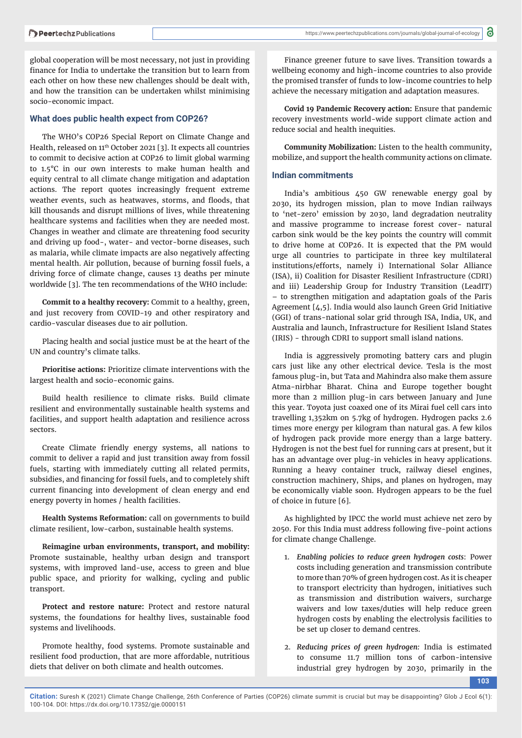global cooperation will be most necessary, not just in providing finance for India to undertake the transition but to learn from each other on how these new challenges should be dealt with, and how the transition can be undertaken whilst minimising socio-economic impact.

### What does public health expect from COP26?

The WHO's COP26 Special Report on Climate Change and Health, released on 11th October 2021 [3]. It expects all countries to commit to decisive action at COP26 to limit global warming to 1.5°C in our own interests to make human health and equity central to all climate change mitigation and adaptation actions. The report quotes increasingly frequent extreme weather events, such as heatwaves, storms, and floods, that kill thousands and disrupt millions of lives, while threatening healthcare systems and facilities when they are needed most. Changes in weather and climate are threatening food security and driving up food-, water- and vector-borne diseases, such as malaria, while climate impacts are also negatively affecting mental health. Air pollution, because of burning fossil fuels, a driving force of climate change, causes 13 deaths per minute worldwide [3]. The ten recommendations of the WHO include:

**Commit to a healthy recovery:** Commit to a healthy, green, and just recovery from COVID-19 and other respiratory and cardio-vascular diseases due to air pollution.

Placing health and social justice must be at the heart of the UN and country's climate talks.

**Prioritise actions:** Prioritize climate interventions with the largest health and socio-economic gains.

Build health resilience to climate risks. Build climate resilient and environmentally sustainable health systems and facilities, and support health adaptation and resilience across sectors.

Create Climate friendly energy systems, all nations to commit to deliver a rapid and just transition away from fossil fuels, starting with immediately cutting all related permits, subsidies, and financing for fossil fuels, and to completely shift current financing into development of clean energy and end energy poverty in homes / health facilities.

**Health Systems Reformation:** call on governments to build climate resilient, low-carbon, sustainable health systems.

**Reimagine urban environments, transport, and mobility:** Promote sustainable, healthy urban design and transport systems, with improved land-use, access to green and blue public space, and priority for walking, cycling and public transport.

**Protect and restore nature:** Protect and restore natural systems, the foundations for healthy lives, sustainable food systems and livelihoods.

Promote healthy, food systems. Promote sustainable and resilient food production, that are more affordable, nutritious diets that deliver on both climate and health outcomes.

Finance greener future to save lives. Transition towards a wellbeing economy and high-income countries to also provide the promised transfer of funds to low-income countries to help achieve the necessary mitigation and adaptation measures.

**Covid 19 Pandemic Recovery action:** Ensure that pandemic recovery investments world-wide support climate action and reduce social and health inequities.

**Community Mobilization:** Listen to the health community, mobilize, and support the health community actions on climate.

### Indian commitments

India's ambitious 450 GW renewable energy goal by 2030, its hydrogen mission, plan to move Indian railways to 'net-zero' emission by 2030, land degradation neutrality and massive programme to increase forest cover- natural carbon sink would be the key points the country will commit to drive home at COP26. It is expected that the PM would urge all countries to participate in three key multilateral institutions/efforts, namely i) International Solar Alliance (ISA), ii) Coalition for Disaster Resilient Infrastructure (CDRI) and iii) Leadership Group for Industry Transition (LeadIT) – to strengthen mitigation and adaptation goals of the Paris Agreement [4,5]. India would also launch Green Grid Initiative (GGI) of trans-national solar grid through ISA, India, UK, and Australia and launch, Infrastructure for Resilient Island States (IRIS) - through CDRI to support small island nations.

India is aggressively promoting battery cars and plugin cars just like any other electrical device. Tesla is the most famous plug-in, but Tata and Mahindra also make them assure Atma-nirbhar Bharat. China and Europe together bought more than 2 million plug-in cars between January and June this year. Toyota just coaxed one of its Mirai fuel cell cars into travelling 1,352km on 5.7kg of hydrogen. Hydrogen packs 2.6 times more energy per kilogram than natural gas. A few kilos of hydrogen pack provide more energy than a large battery. Hydrogen is not the best fuel for running cars at present, but it has an advantage over plug-in vehicles in heavy applications. Running a heavy container truck, railway diesel engines, construction machinery, Ships, and planes on hydrogen, may be economically viable soon. Hydrogen appears to be the fuel of choice in future [6].

As highlighted by IPCC the world must achieve net zero by 2050. For this India must address following five-point actions for climate change Challenge.

1. ***Enabling policies to reduce green hydrogen costs***: Power costs including generation and transmission contribute to more than 70% of green hydrogen cost. As it is cheaper to transport electricity than hydrogen, initiatives such as transmission and distribution waivers, surcharge waivers and low taxes/duties will help reduce green hydrogen costs by enabling the electrolysis facilities to be set up closer to demand centres.
2. ***Reducing prices of green hydrogen:*** India is estimated to consume 11.7 million tons of carbon-intensive industrial grey hydrogen by 2030, primarily in the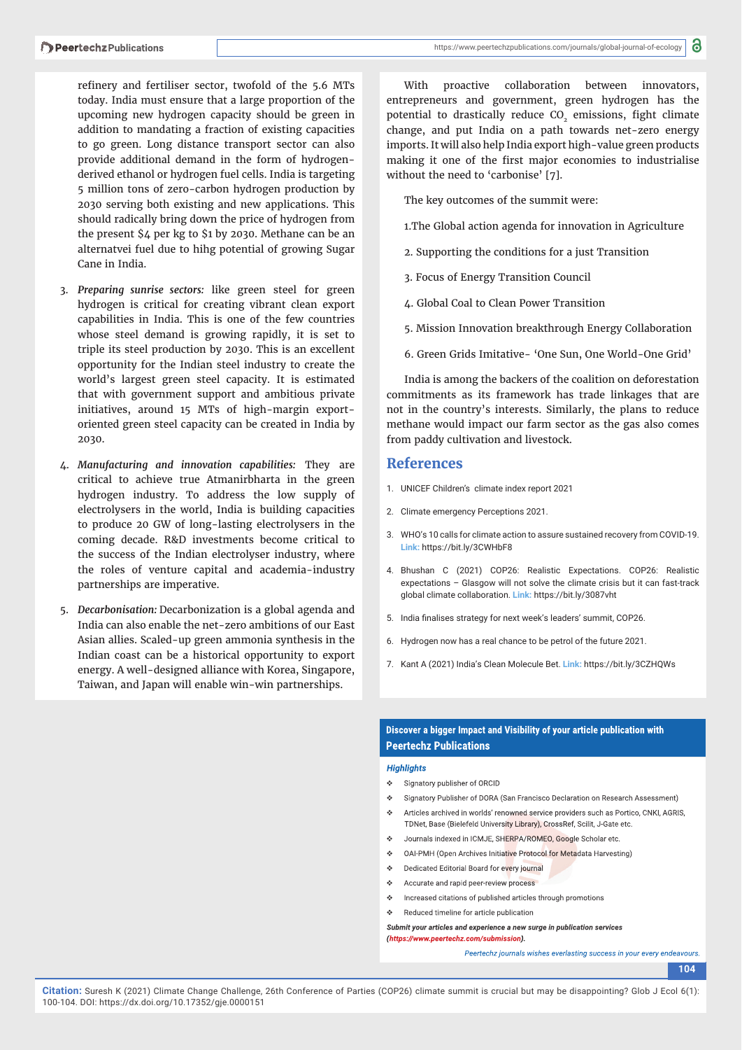refinery and fertiliser sector, twofold of the 5.6 MTs today. India must ensure that a large proportion of the upcoming new hydrogen capacity should be green in addition to mandating a fraction of existing capacities to go green. Long distance transport sector can also provide additional demand in the form of hydrogen-derived ethanol or hydrogen fuel cells. India is targeting 5 million tons of zero-carbon hydrogen production by 2030 serving both existing and new applications. This should radically bring down the price of hydrogen from the present $4 per kg to $1 by 2030. Methane can be an alternatvei fuel due to hihg potential of growing Sugar Cane in India.

3. ***Preparing sunrise sectors:*** like green steel for green hydrogen is critical for creating vibrant clean export capabilities in India. This is one of the few countries whose steel demand is growing rapidly, it is set to triple its steel production by 2030. This is an excellent opportunity for the Indian steel industry to create the world's largest green steel capacity. It is estimated that with government support and ambitious private initiatives, around 15 MTs of high-margin export-oriented green steel capacity can be created in India by 2030.

4. ***Manufacturing and innovation capabilities:*** They are critical to achieve true Atmanirbharta in the green hydrogen industry. To address the low supply of electrolysers in the world, India is building capacities to produce 20 GW of long-lasting electrolysers in the coming decade. R&D investments become critical to the success of the Indian electrolyser industry, where the roles of venture capital and academia-industry partnerships are imperative.

5. ***Decarbonisation:*** Decarbonization is a global agenda and India can also enable the net-zero ambitions of our East Asian allies. Scaled-up green ammonia synthesis in the Indian coast can be a historical opportunity to export energy. A well-designed alliance with Korea, Singapore, Taiwan, and Japan will enable win-win partnerships.

With proactive collaboration between innovators, entrepreneurs and government, green hydrogen has the potential to drastically reduce $CO_2$ emissions, fight climate change, and put India on a path towards net-zero energy imports. It will also help India export high-value green products making it one of the first major economies to industrialise without the need to 'carbonise' [7].

The key outcomes of the summit were:

1.The Global action agenda for innovation in Agriculture

2. Supporting the conditions for a just Transition

3. Focus of Energy Transition Council

4. Global Coal to Clean Power Transition

5. Mission Innovation breakthrough Energy Collaboration

6. Green Grids Imitative- 'One Sun, One World-One Grid'

India is among the backers of the coalition on deforestation commitments as its framework has trade linkages that are not in the country's interests. Similarly, the plans to reduce methane would impact our farm sector as the gas also comes from paddy cultivation and livestock.

## References

1. UNICEF Children's climate index report 2021
2. Climate emergency Perceptions 2021.
3. WHO's 10 calls for climate action to assure sustained recovery from COVID-19. **Link:** https://bit.ly/3CWHbF8
4. Bhushan C (2021) COP26: Realistic Expectations. COP26: Realistic expectations – Glasgow will not solve the climate crisis but it can fast-track global climate collaboration. **Link:** https://bit.ly/3087vht
5. India finalises strategy for next week's leaders' summit, COP26.
6. Hydrogen now has a real chance to be petrol of the future 2021.
7. Kant A (2021) India's Clean Molecule Bet. **Link:** https://bit.ly/3CZHQWs

**Discover a bigger Impact and Visibility of your article publication with Peertechz Publications**

***Highlights***

- Signatory publisher of ORCID
- Signatory Publisher of DORA (San Francisco Declaration on Research Assessment)
- Articles archived in worlds' renowned service providers such as Portico, CNKI, AGRIS, TDNet, Base (Bielefeld University Library), CrossRef, Scilit, J-Gate etc.
- Journals indexed in ICMJE, SHERPA/ROMEO, Google Scholar etc.
- OAI-PMH (Open Archives Initiative Protocol for Metadata Harvesting)
- Dedicated Editorial Board for every journal
- Accurate and rapid peer-review process
- Increased citations of published articles through promotions
- Reduced timeline for article publication

***Submit your articles and experience a new surge in publication services (https://www.peertechz.com/submission).***

*Peertechz journals wishes everlasting success in your every endeavours.*

**Citation:** Suresh K (2021) Climate Change Challenge, 26th Conference of Parties (COP26) climate summit is crucial but may be disappointing? Glob J Ecol 6(1): 100-104. DOI: https://dx.doi.org/10.17352/gje.0000151